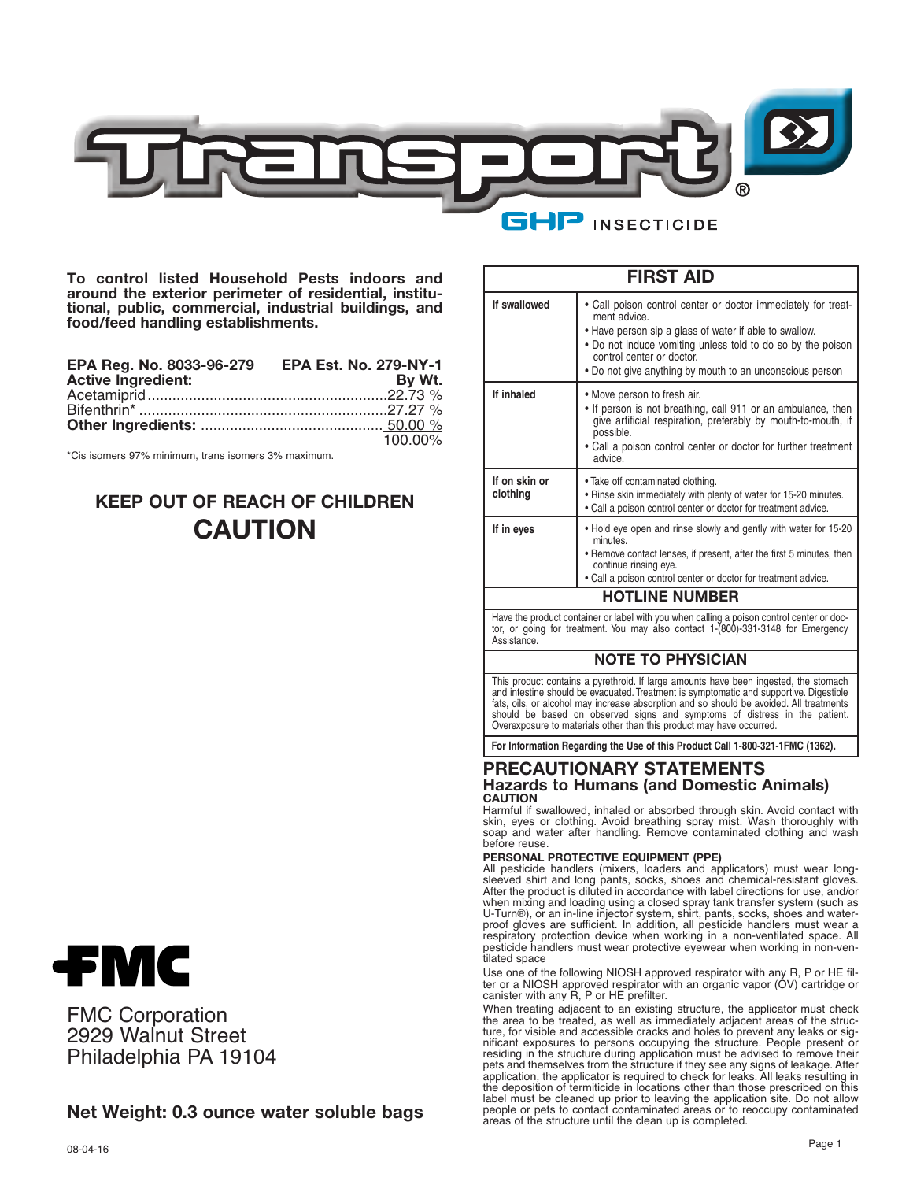# Transport® GHP INSECTICIDE

**To control listed Household Pests indoors and around the exterior perimeter of residential, institutional, public, commercial, industrial buildings, and food/feed handling establishments.**

**EPA Reg. No. 8033-96-279** **EPA Est. No. 279-NY-1**

| **Active Ingredient:** | **By Wt.** |
|---|---|
| Acetamiprid | 22.73 % |
| Bifenthrin* | 27.27 % |
| **Other Ingredients:** | 50.00 % |
| | 100.00% |

*Cis isomers 97% minimum, trans isomers 3% maximum.

## KEEP OUT OF REACH OF CHILDREN
## CAUTION

FMC

FMC Corporation
2929 Walnut Street
Philadelphia PA 19104

**Net Weight: 0.3 ounce water soluble bags**

08-04-16

| FIRST AID | |
|---|---|
| **If swallowed** | • Call poison control center or doctor immediately for treatment advice.<br>• Have person sip a glass of water if able to swallow.<br>• Do not induce vomiting unless told to do so by the poison control center or doctor.<br>• Do not give anything by mouth to an unconscious person |
| **If inhaled** | • Move person to fresh air.<br>• If person is not breathing, call 911 or an ambulance, then give artificial respiration, preferably by mouth-to-mouth, if possible.<br>• Call a poison control center or doctor for further treatment advice. |
| **If on skin or clothing** | • Take off contaminated clothing.<br>• Rinse skin immediately with plenty of water for 15-20 minutes.<br>• Call a poison control center or doctor for treatment advice. |
| **If in eyes** | • Hold eye open and rinse slowly and gently with water for 15-20 minutes.<br>• Remove contact lenses, if present, after the first 5 minutes, then continue rinsing eye.<br>• Call a poison control center or doctor for treatment advice. |

**HOTLINE NUMBER**

Have the product container or label with you when calling a poison control center or doctor, or going for treatment. You may also contact 1-(800)-331-3148 for Emergency Assistance.

**NOTE TO PHYSICIAN**

This product contains a pyrethroid. If large amounts have been ingested, the stomach and intestine should be evacuated. Treatment is symptomatic and supportive. Digestible fats, oils, or alcohol may increase absorption and so should be avoided. All treatments should be based on observed signs and symptoms of distress in the patient. Overexposure to materials other than this product may have occurred.

**For Information Regarding the Use of this Product Call 1-800-321-1FMC (1362).**

## PRECAUTIONARY STATEMENTS
### Hazards to Humans (and Domestic Animals)
**CAUTION**

Harmful if swallowed, inhaled or absorbed through skin. Avoid contact with skin, eyes or clothing. Avoid breathing spray mist. Wash thoroughly with soap and water after handling. Remove contaminated clothing and wash before reuse.

**PERSONAL PROTECTIVE EQUIPMENT (PPE)**

All pesticide handlers (mixers, loaders and applicators) must wear long-sleeved shirt and long pants, socks, shoes and chemical-resistant gloves. After the product is diluted in accordance with label directions for use, and/or when mixing and loading using a closed spray tank transfer system (such as U-Turn®), or an in-line injector system, shirt, pants, socks, shoes and waterproof gloves are sufficient. In addition, all pesticide handlers must wear a respiratory protection device when working in a non-ventilated space. All pesticide handlers must wear protective eyewear when working in non-ventilated space

Use one of the following NIOSH approved respirator with any R, P or HE filter or a NIOSH approved respirator with an organic vapor (OV) cartridge or canister with any R, P or HE prefilter.

When treating adjacent to an existing structure, the applicator must check the area to be treated, as well as immediately adjacent areas of the structure, for visible and accessible cracks and holes to prevent any leaks or significant exposures to persons occupying the structure. People present or residing in the structure during application must be advised to remove their pets and themselves from the structure if they see any signs of leakage. After application, the applicator is required to check for leaks. All leaks resulting in the deposition of termiticide in locations other than those prescribed on this label must be cleaned up prior to leaving the application site. Do not allow people or pets to contact contaminated areas or to reoccupy contaminated areas of the structure until the clean up is completed.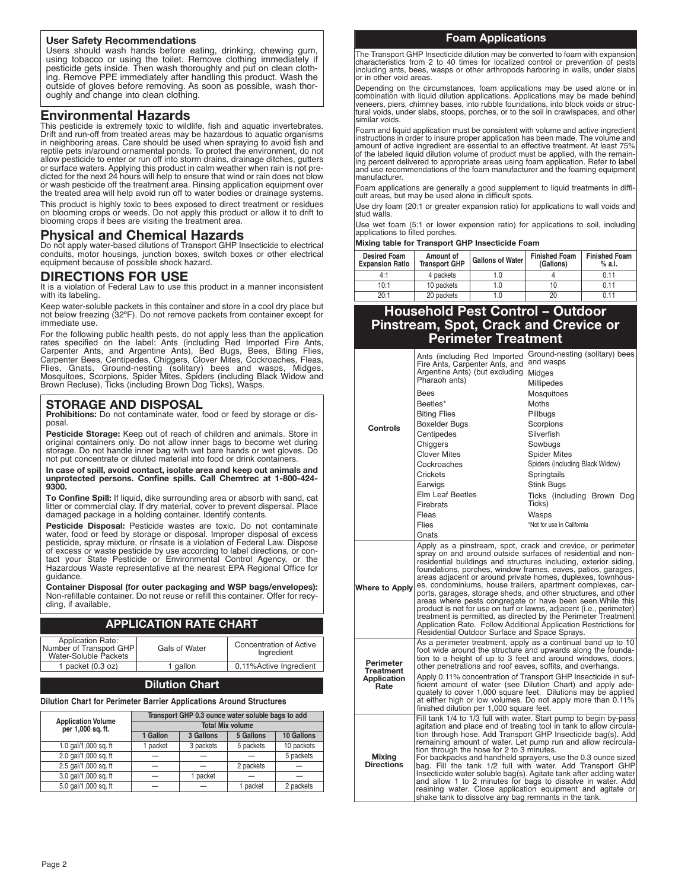### User Safety Recommendations

Users should wash hands before eating, drinking, chewing gum, using tobacco or using the toilet. Remove clothing immediately if pesticide gets inside. Then wash thoroughly and put on clean clothing. Remove PPE immediately after handling this product. Wash the outside of gloves before removing. As soon as possible, wash thoroughly and change into clean clothing.

## Environmental Hazards

This pesticide is extremely toxic to wildlife, fish and aquatic invertebrates. Drift and run-off from treated areas may be hazardous to aquatic organisms in neighboring areas. Care should be used when spraying to avoid fish and reptile pets in/around ornamental ponds. To protect the environment, do not allow pesticide to enter or run off into storm drains, drainage ditches, gutters or surface waters. Applying this product in calm weather when rain is not predicted for the next 24 hours will help to ensure that wind or rain does not blow or wash pesticide off the treatment area. Rinsing application equipment over the treated area will help avoid run off to water bodies or drainage systems.

This product is highly toxic to bees exposed to direct treatment or residues on blooming crops or weeds. Do not apply this product or allow it to drift to blooming crops if bees are visiting the treatment area.

## Physical and Chemical Hazards

Do not apply water-based dilutions of Transport GHP Insecticide to electrical conduits, motor housings, junction boxes, switch boxes or other electrical equipment because of possible shock hazard.

## DIRECTIONS FOR USE

It is a violation of Federal Law to use this product in a manner inconsistent with its labeling.

Keep water-soluble packets in this container and store in a cool dry place but not below freezing (32°F). Do not remove packets from container except for immediate use.

For the following public health pests, do not apply less than the application rates specified on the label: Ants (including Red Imported Fire Ants, Carpenter Ants, and Argentine Ants), Bed Bugs, Bees, Biting Flies, Carpenter Bees, Centipedes, Chiggers, Clover Mites, Cockroaches, Fleas, Flies, Gnats, Ground-nesting (solitary) bees and wasps, Midges, Mosquitoes, Scorpions, Spider Mites, Spiders (including Black Widow and Brown Recluse), Ticks (including Brown Dog Ticks), Wasps.

## STORAGE AND DISPOSAL

**Prohibitions:** Do not contaminate water, food or feed by storage or disposal.

**Pesticide Storage:** Keep out of reach of children and animals. Store in original containers only. Do not allow inner bags to become wet during storage. Do not handle inner bag with wet bare hands or wet gloves. Do not put concentrate or diluted material into food or drink containers.

**In case of spill, avoid contact, isolate area and keep out animals and unprotected persons. Confine spills. Call Chemtrec at 1-800-424-9300.**

**To Confine Spill:** If liquid, dike surrounding area or absorb with sand, cat litter or commercial clay. If dry material, cover to prevent dispersal. Place damaged package in a holding container. Identify contents.

**Pesticide Disposal:** Pesticide wastes are toxic. Do not contaminate water, food or feed by storage or disposal. Improper disposal of excess pesticide, spray mixture, or rinsate is a violation of Federal Law. Dispose of excess or waste pesticide by use according to label directions, or contact your State Pesticide or Environmental Control Agency, or the Hazardous Waste representative at the nearest EPA Regional Office for guidance.

**Container Disposal (for outer packaging and WSP bags/envelopes):** Non-refillable container. Do not reuse or refill this container. Offer for recycling, if available.

## APPLICATION RATE CHART

| Application Rate: Number of Transport GHP Water-Soluble Packets | Gals of Water | Concentration of Active Ingredient |
|---|---|---|
| 1 packet (0.3 oz) | 1 gallon | 0.11%Active Ingredient |

## Dilution Chart

**Dilution Chart for Perimeter Barrier Applications Around Structures**

| Application Volume per 1,000 sq. ft. | Transport GHP 0.3 ounce water soluble bags to add | | | |
|---|---|---|---|---|
| | Total Mix volume | | | |
| | 1 Gallon | 3 Gallons | 5 Gallons | 10 Gallons |
| 1.0 gal/1,000 sq. ft | 1 packet | 3 packets | 5 packets | 10 packets |
| 2.0 gal/1,000 sq. ft | — | — | — | 5 packets |
| 2.5 gal/1,000 sq. ft | — | — | 2 packets | — |
| 3.0 gal/1,000 sq. ft | — | 1 packet | — | — |
| 5.0 gal/1,000 sq. ft | — | — | 1 packet | 2 packets |

## Foam Applications

The Transport GHP Insecticide dilution may be converted to foam with expansion characteristics from 2 to 40 times for localized control or prevention of pests including ants, bees, wasps or other arthropods harboring in walls, under slabs or in other void areas.

Depending on the circumstances, foam applications may be used alone or in combination with liquid dilution applications. Applications may be made behind veneers, piers, chimney bases, into rubble foundations, into block voids or structural voids, under slabs, stoops, porches, or to the soil in crawlspaces, and other similar voids.

Foam and liquid application must be consistent with volume and active ingredient instructions in order to insure proper application has been made. The volume and amount of active ingredient are essential to an effective treatment. At least 75% of the labeled liquid dilution volume of product must be applied, with the remaining percent delivered to appropriate areas using foam application. Refer to label and use recommendations of the foam manufacturer and the foaming equipment manufacturer.

Foam applications are generally a good supplement to liquid treatments in difficult areas, but may be used alone in difficult spots.

Use dry foam (20:1 or greater expansion ratio) for applications to wall voids and stud walls.

Use wet foam (5:1 or lower expension ratio) for applications to soil, including applications to filled porches.

**Mixing table for Transport GHP Insecticide Foam**

| Desired Foam Expansion Ratio | Amount of Transport GHP | Gallons of Water | Finished Foam (Gallons) | Finished Foam % a.i. |
|---|---|---|---|---|
| 4:1 | 4 packets | 1.0 | 4 | 0.11 |
| 10:1 | 10 packets | 1.0 | 10 | 0.11 |
| 20:1 | 20 packets | 1.0 | 20 | 0.11 |

## Household Pest Control – Outdoor Pinstream, Spot, Crack and Crevice or Perimeter Treatment

| | |
|---|---|
| **Controls** | Ants (including Red Imported Fire Ants, Carpenter Ants, and Argentine Ants) (but excluding Pharaoh ants); Bees; Beetles*; Biting Flies; Boxelder Bugs; Centipedes; Chiggers; Clover Mites; Cockroaches; Crickets; Earwigs; Elm Leaf Beetles; Firebrats; Fleas; Flies; Gnats; Ground-nesting (solitary) bees and wasps; Midges; Millipedes; Mosquitoes; Moths; Pillbugs; Scorpions; Silverfish; Sowbugs; Spider Mites; Spiders (including Black Widow); Springtails; Stink Bugs; Ticks (including Brown Dog Ticks); Wasps<br>*Not for use in California |
| **Where to Apply** | Apply as a pinstream, spot, crack and crevice, or perimeter spray on and around outside surfaces of residential and non-residential buildings and structures including, exterior siding, foundations, porches, window frames, eaves, patios, garages, areas adjacent or around private homes, duplexes, townhouses, condominiums, house trailers, apartment complexes, carports, garages, storage sheds, and other structures, and other areas where pests congregate or have been seen.While this product is not for use on turf or lawns, adjacent (i.e., perimeter) treatment is permitted, as directed by the Perimeter Treatment Application Rate. Follow Additional Application Restrictions for Residential Outdoor Surface and Space Sprays. |
| **Perimeter Treatment Application Rate** | As a perimeter treatment, apply as a continual band up to 10 foot wide around the structure and upwards along the foundation to a height of up to 3 feet and around windows, doors, other penetrations and roof eaves, soffits, and overhangs.<br><br>Apply 0.11% concentration of Transport GHP Insecticide in sufficient amount of water (see Dilution Chart) and apply adequately to cover 1,000 square feet. Dilutions may be applied at either high or low volumes. Do not apply more than 0.11% finished dilution per 1,000 square feet. |
| **Mixing Directions** | Fill tank 1/4 to 1/3 full with water. Start pump to begin by-pass agitation and place end of treating tool in tank to allow circulation through hose. Add Transport GHP Insecticide bag(s). Add remaining amount of water. Let pump run and allow recirculation through the hose for 2 to 3 minutes.<br>For backpacks and handheld sprayers, use the 0.3 ounce sized bag. Fill the tank 1/2 full with water. Add Transport GHP Insecticide water soluble bag(s). Agitate tank after adding water and allow 1 to 2 minutes for bags to dissolve in water. Add reaining water. Close application equipment and agitate or shake tank to dissolve any bag remnants in the tank. |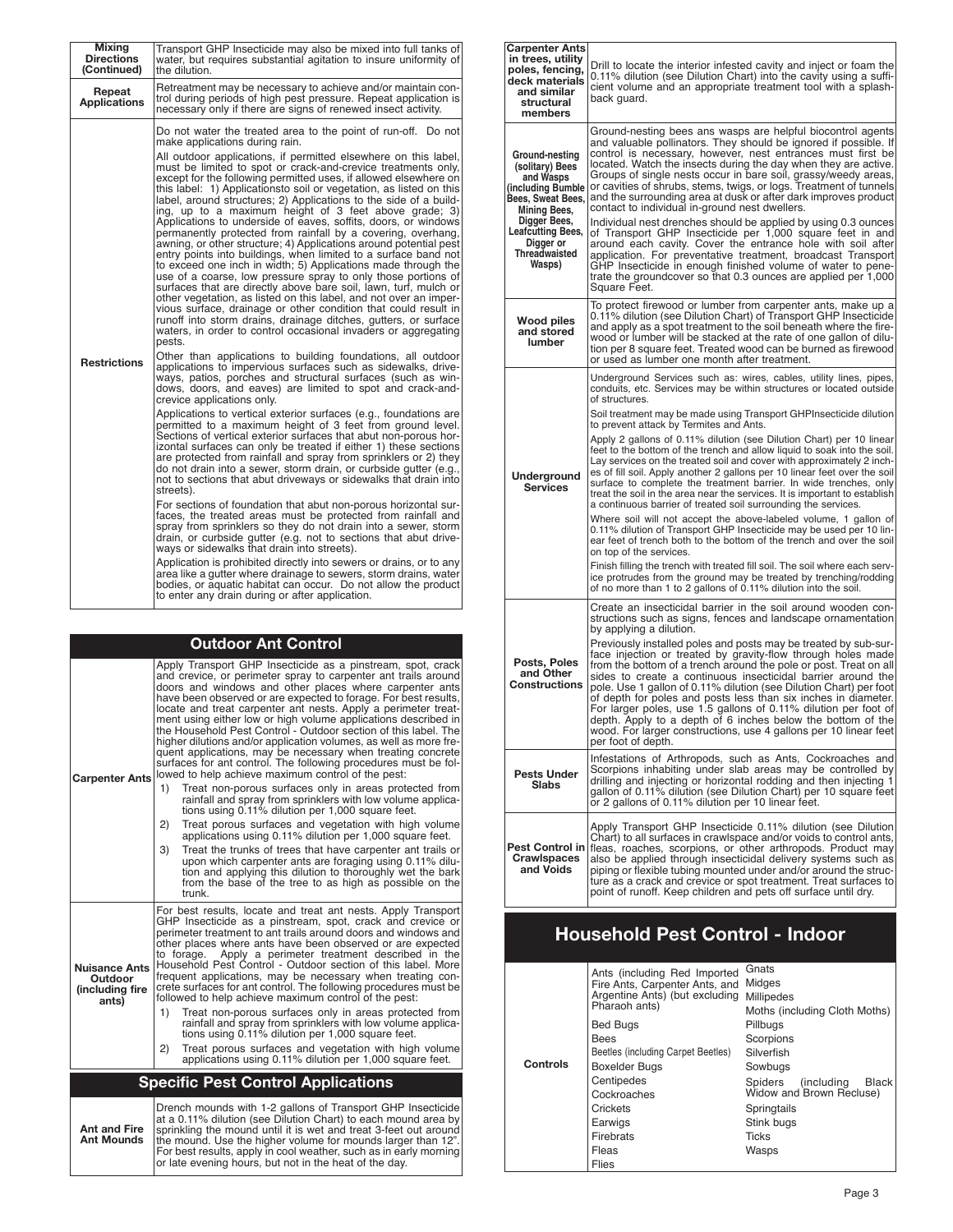| | |
|---|---|
| **Mixing Directions (Continued)** | Transport GHP Insecticide may also be mixed into full tanks of water, but requires substantial agitation to insure uniformity of the dilution. |
| **Repeat Applications** | Retreatment may be necessary to achieve and/or maintain control during periods of high pest pressure. Repeat application is necessary only if there are signs of renewed insect activity. |
| **Restrictions** | Do not water the treated area to the point of run-off. Do not make applications during rain.<br><br>All outdoor applications, if permitted elsewhere on this label, must be limited to spot or crack-and-crevice treatments only, except for the following permitted uses, if allowed elsewhere on this label: 1) Applicationsto soil or vegetation, as listed on this label, around structures; 2) Applications to the side of a building, up to a maximum height of 3 feet above grade; 3) Applications to underside of eaves, soffits, doors, or windows permanently protected from rainfall by a covering, overhang, awning, or other structure; 4) Applications around potential pest entry points into buildings, when limited to a surface band not to exceed one inch in width; 5) Applications made through the use of a coarse, low pressure spray to only those portions of surfaces that are directly above bare soil, lawn, turf, mulch or other vegetation, as listed on this label, and not over an impervious surface, drainage or other condition that could result in runoff into storm drains, drainage ditches, gutters, or surface waters, in order to control occasional invaders or aggregating pests.<br><br>Other than applications to building foundations, all outdoor applications to impervious surfaces such as sidewalks, driveways, patios, porches and structural surfaces (such as windows, doors, and eaves) are limited to spot and crack-and-crevice applications only.<br><br>Applications to vertical exterior surfaces (e.g., foundations are permitted to a maximum height of 3 feet from ground level. Sections of vertical exterior surfaces that abut non-porous horizontal surfaces can only be treated if either 1) these sections are protected from rainfall and spray from sprinklers or 2) they do not drain into a sewer, storm drain, or curbside gutter (e.g., not to sections that abut driveways or sidewalks that drain into streets).<br><br>For sections of foundation that abut non-porous horizontal surfaces, the treated areas must be protected from rainfall and spray from sprinklers so they do not drain into a sewer, storm drain, or curbside gutter (e.g. not to sections that abut driveways or sidewalks that drain into streets).<br><br>Application is prohibited directly into sewers or drains, or to any area like a gutter where drainage to sewers, storm drains, water bodies, or aquatic habitat can occur. Do not allow the product to enter any drain during or after application. |

## Outdoor Ant Control

| | |
|---|---|
| **Carpenter Ants** | Apply Transport GHP Insecticide as a pinstream, spot, crack and crevice, or perimeter spray to carpenter ant trails around doors and windows and other places where carpenter ants have been observed or are expected to forage. For best results, locate and treat carpenter ant nests. Apply a perimeter treatment using either low or high volume applications described in the Household Pest Control - Outdoor section of this label. The higher dilutions and/or application volumes, as well as more frequent applications, may be necessary when treating concrete surfaces for ant control. The following procedures must be followed to help achieve maximum control of the pest:<br>1) Treat non-porous surfaces only in areas protected from rainfall and spray from sprinklers with low volume applications using 0.11% dilution per 1,000 square feet.<br>2) Treat porous surfaces and vegetation with high volume applications using 0.11% dilution per 1,000 square feet.<br>3) Treat the trunks of trees that have carpenter ant trails or upon which carpenter ants are foraging using 0.11% dilution and applying this dilution to thoroughly wet the bark from the base of the tree to as high as possible on the trunk. |
| **Nuisance Ants Outdoor (including fire ants)** | For best results, locate and treat ant nests. Apply Transport GHP Insecticide as a pinstream, spot, crack and crevice or perimeter treatment to ant trails around doors and windows and other places where ants have been observed or are expected to forage. Apply a perimeter treatment described in the Household Pest Control - Outdoor section of this label. More frequent applications, may be necessary when treating concrete surfaces for ant control. The following procedures must be followed to help achieve maximum control of the pest:<br>1) Treat non-porous surfaces only in areas protected from rainfall and spray from sprinklers with low volume applications using 0.11% dilution per 1,000 square feet.<br>2) Treat porous surfaces and vegetation with high volume applications using 0.11% dilution per 1,000 square feet. |

## Specific Pest Control Applications

| | |
|---|---|
| **Ant and Fire Ant Mounds** | Drench mounds with 1-2 gallons of Transport GHP Insecticide at a 0.11% dilution (see Dilution Chart) to each mound area by sprinkling the mound until it is wet and treat 3-feet out around the mound. Use the higher volume for mounds larger than 12". For best results, apply in cool weather, such as in early morning or late evening hours, but not in the heat of the day. |
| **Carpenter Ants in trees, utility poles, fencing, deck materials and similar structural members** | Drill to locate the interior infested cavity and inject or foam the 0.11% dilution (see Dilution Chart) into the cavity using a sufficient volume and an appropriate treatment tool with a splash-back guard. |
| **Ground-nesting (solitary) Bees and Wasps (including Bumble Bees, Sweat Bees, Mining Bees, Digger Bees, Leafcutting Bees, Digger or Threadwaisted Wasps)** | Ground-nesting bees ans wasps are helpful biocontrol agents and valuable pollinators. They should be ignored if possible. If control is necessary, however, nest entrances must first be located. Watch the insects during the day when they are active. Groups of single nests occur in bare soil, grassy/weedy areas, or cavities of shrubs, stems, twigs, or logs. Treatment of tunnels and the surrounding area at dusk or after dark improves product contact to individual in-ground nest dwellers.<br><br>Individual nest drenches should be applied by using 0.3 ounces of Transport GHP Insecticide per 1,000 square feet in and around each cavity. Cover the entrance hole with soil after application. For preventative treatment, broadcast Transport GHP Insecticide in enough finished volume of water to penetrate the groundcover so that 0.3 ounces are applied per 1,000 Square Feet. |
| **Wood piles and stored lumber** | To protect firewood or lumber from carpenter ants, make up a 0.11% dilution (see Dilution Chart) of Transport GHP Insecticide and apply as a spot treatment to the soil beneath where the firewood or lumber will be stacked at the rate of one gallon of dilution per 8 square feet. Treated wood can be burned as firewood or used as lumber one month after treatment. |
| **Underground Services** | Underground Services such as: wires, cables, utility lines, pipes, conduits, etc. Services may be within structures or located outside of structures.<br><br>Soil treatment may be made using Transport GHPInsecticide dilution to prevent attack by Termites and Ants.<br><br>Apply 2 gallons of 0.11% dilution (see Dilution Chart) per 10 linear feet to the bottom of the trench and allow liquid to soak into the soil. Lay services on the treated soil and cover with approximately 2 inches of fill soil. Apply another 2 gallons per 10 linear feet over the soil surface to complete the treatment barrier. In wide trenches, only treat the soil in the area near the services. It is important to establish a continuous barrier of treated soil surrounding the services.<br><br>Where soil will not accept the above-labeled volume, 1 gallon of 0.11% dilution of Transport GHP Insecticide may be used per 10 linear feet of trench both to the bottom of the trench and over the soil on top of the services.<br><br>Finish filling the trench with treated fill soil. The soil where each service protrudes from the ground may be treated by trenching/rodding of no more than 1 to 2 gallons of 0.11% dilution into the soil. |
| **Posts, Poles and Other Constructions** | Create an insecticidal barrier in the soil around wooden constructions such as signs, fences and landscape ornamentation by applying a dilution.<br><br>Previously installed poles and posts may be treated by sub-surface injection or treated by gravity-flow through holes made from the bottom of a trench around the pole or post. Treat on all sides to create a continuous insecticidal barrier around the pole. Use 1 gallon of 0.11% dilution (see Dilution Chart) per foot of depth for poles and posts less than six inches in diameter. For larger poles, use 1.5 gallons of 0.11% dilution per foot of depth. Apply to a depth of 6 inches below the bottom of the wood. For larger constructions, use 4 gallons per 10 linear feet per foot of depth. |
| **Pests Under Slabs** | Infestations of Arthropods, such as Ants, Cockroaches and Scorpions inhabiting under slab areas may be controlled by drilling and injecting or horizontal rodding and then injecting 1 gallon of 0.11% dilution (see Dilution Chart) per 10 square feet or 2 gallons of 0.11% dilution per 10 linear feet. |
| **Pest Control in Crawlspaces and Voids** | Apply Transport GHP Insecticide 0.11% dilution (see Dilution Chart) to all surfaces in crawlspace and/or voids to control ants, fleas, roaches, scorpions, or other arthropods. Product may also be applied through insecticidal delivery systems such as piping or flexible tubing mounted under and/or around the structure as a crack and crevice or spot treatment. Treat surfaces to point of runoff. Keep children and pets off surface until dry. |

## Household Pest Control - Indoor

| | | |
|---|---|---|
| **Controls** | Ants (including Red Imported Fire Ants, Carpenter Ants, and Argentine Ants) (but excluding Pharaoh ants)<br>Bed Bugs<br>Bees<br>Beetles (including Carpet Beetles)<br>Boxelder Bugs<br>Centipedes<br>Cockroaches<br>Crickets<br>Earwigs<br>Firebrats<br>Fleas<br>Flies | Gnats<br>Midges<br>Millipedes<br>Moths (including Cloth Moths)<br>Pillbugs<br>Scorpions<br>Silverfish<br>Sowbugs<br>Spiders (including Black Widow and Brown Recluse)<br>Springtails<br>Stink bugs<br>Ticks<br>Wasps |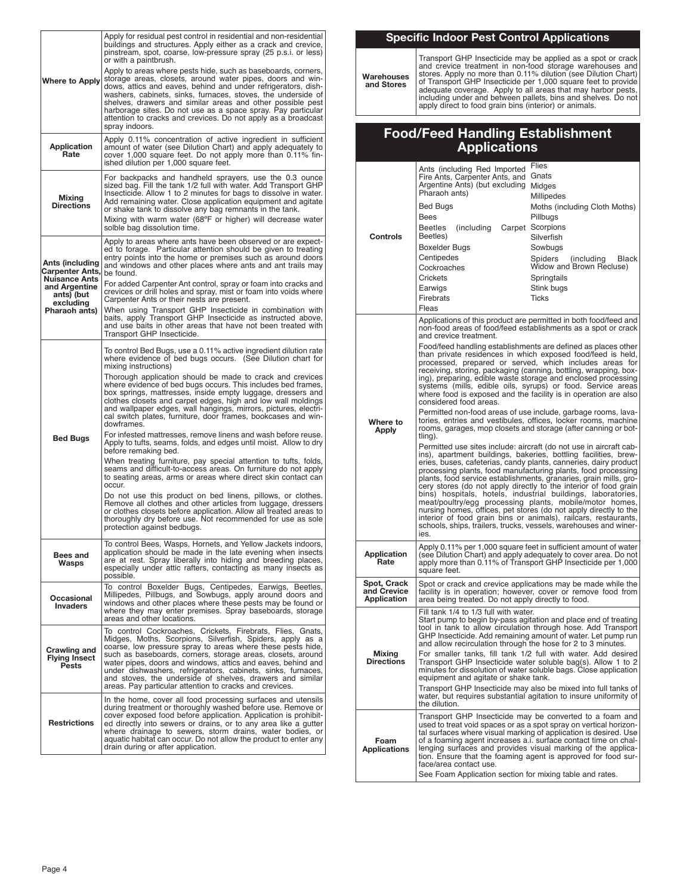| | |
|---|---|
| **Where to Apply** | Apply for residual pest control in residential and non-residential buildings and structures. Apply either as a crack and crevice, pinstream, spot, coarse, low-pressure spray (25 p.s.i. or less) or with a paintbrush.<br><br>Apply to areas where pests hide, such as baseboards, corners, storage areas, closets, around water pipes, doors and windows, attics and eaves, behind and under refrigerators, dishwashers, cabinets, sinks, furnaces, stoves, the underside of shelves, drawers and similar areas and other possible pest harborage sites. Do not use as a space spray. Pay particular attention to cracks and crevices. Do not apply as a broadcast spray indoors. |
| **Application Rate** | Apply 0.11% concentration of active ingredient in sufficient amount of water (see Dilution Chart) and apply adequately to cover 1,000 square feet. Do not apply more than 0.11% finished dilution per 1,000 square feet. |
| **Mixing Directions** | For backpacks and handheld sprayers, use the 0.3 ounce sized bag. Fill the tank 1/2 full with water. Add Transport GHP Insecticide. Allow 1 to 2 minutes for bags to dissolve in water. Add remaining water. Close application equipment and agitate or shake tank to dissolve any bag remnants in the tank.<br><br>Mixing with warm water (68°F or higher) will decrease water solble bag dissolution time. |
| **Ants (including Carpenter Ants, Nuisance Ants and Argentine ants) (but excluding Pharaoh ants)** | Apply to areas where ants have been observed or are expected to forage. Particular attention should be given to treating entry points into the home or premises such as around doors and windows and other places where ants and ant trails may be found.<br><br>For added Carpenter Ant control, spray or foam into cracks and crevices or drill holes and spray, mist or foam into voids where Carpenter Ants or their nests are present.<br><br>When using Transport GHP Insecticide in combination with baits, apply Transport GHP Insecticide as instructed above, and use baits in other areas that have not been treated with Transport GHP Insecticide. |
| **Bed Bugs** | To control Bed Bugs, use a 0.11% active ingredient dilution rate where evidence of bed bugs occurs. (See Dilution chart for mixing instructions)<br><br>Thorough application should be made to crack and crevices where evidence of bed bugs occurs. This includes bed frames, box springs, mattresses, inside empty luggage, dressers and clothes closets and carpet edges, high and low wall moldings and wallpaper edges, wall hangings, mirrors, pictures, electrical switch plates, furniture, door frames, bookcases and windowframes.<br><br>For infested mattresses, remove linens and wash before reuse. Apply to tufts, seams, folds, and edges until moist. Allow to dry before remaking bed.<br><br>When treating furniture, pay special attention to tufts, folds, seams and difficult-to-access areas. On furniture do not apply to seating areas, arms or areas where direct skin contact can occur.<br><br>Do not use this product on bed linens, pillows, or clothes. Remove all clothes and other articles from luggage, dressers or clothes closets before application. Allow all treated areas to thoroughly dry before use. Not recommended for use as sole protection against bedbugs. |
| **Bees and Wasps** | To control Bees, Wasps, Hornets, and Yellow Jackets indoors, application should be made in the late evening when insects are at rest. Spray liberally into hiding and breeding places, especially under attic rafters, contacting as many insects as possible. |
| **Occasional Invaders** | To control Boxelder Bugs, Centipedes, Earwigs, Beetles, Millipedes, Pillbugs, and Sowbugs, apply around doors and windows and other places where these pests may be found or where they may enter premises. Spray baseboards, storage areas and other locations. |
| **Crawling and Flying Insect Pests** | To control Cockroaches, Crickets, Firebrats, Flies, Gnats, Midges, Moths, Scorpions, Silverfish, Spiders, apply as a coarse, low pressure spray to areas where these pests hide, such as baseboards, corners, storage areas, closets, around water pipes, doors and windows, attics and eaves, behind and under dishwashers, refrigerators, cabinets, sinks, furnaces, and stoves, the underside of shelves, drawers and similar areas. Pay particular attention to cracks and crevices. |
| **Restrictions** | In the home, cover all food processing surfaces and utensils during treatment or thoroughly washed before use. Remove or cover exposed food before application. Application is prohibited directly into sewers or drains, or to any area like a gutter where drainage to sewers, storm drains, water bodies, or aquatic habitat can occur. Do not allow the product to enter any drain during or after application. |

## Specific Indoor Pest Control Applications

| | |
|---|---|
| **Warehouses and Stores** | Transport GHP Insecticide may be applied as a spot or crack and crevice treatment in non-food storage warehouses and stores. Apply no more than 0.11% dilution (see Dilution Chart) of Transport GHP Insecticide per 1,000 square feet to provide adequate coverage. Apply to all areas that may harbor pests, including under and between pallets, bins and shelves. Do not apply direct to food grain bins (interior) or animals. |

## Food/Feed Handling Establishment Applications

| | |
|---|---|
| **Controls** | Ants (including Red Imported Fire Ants, Carpenter Ants, and Argentine Ants) (but excluding Pharaoh ants)<br>Bed Bugs<br>Bees<br>Beetles (including Carpet Beetles)<br>Boxelder Bugs<br>Centipedes<br>Cockroaches<br>Crickets<br>Earwigs<br>Firebrats<br>Fleas<br>Flies<br>Gnats<br>Midges<br>Millipedes<br>Moths (including Cloth Moths)<br>Pillbugs<br>Scorpions<br>Silverfish<br>Sowbugs<br>Spiders (including Black Widow and Brown Recluse)<br>Springtails<br>Stink bugs<br>Ticks |
| **Where to Apply** | Applications of this product are permitted in both food/feed and non-food areas of food/feed establishments as a spot or crack and crevice treatment.<br><br>Food/feed handling establishments are defined as places other than private residences in which exposed food/feed is held, processed, prepared or served, which includes areas for receiving, storing, packaging (canning, bottling, wrapping, boxing), preparing, edible waste storage and enclosed processing systems (mills, edible oils, syrups) or food. Service areas where food is exposed and the facility is in operation are also considered food areas.<br><br>Permitted non-food areas of use include, garbage rooms, lavatories, entries and vestibules, offices, locker rooms, machine rooms, garages, mop closets and storage (after canning or bottling).<br><br>Permitted use sites include: aircraft (do not use in aircraft cabins), apartment buildings, bakeries, bottling facilities, breweries, buses, cafeterias, candy plants, canneries, dairy product processing plants, food manufacturing plants, food processing plants, food service establishments, granaries, grain mills, grocery stores (do not apply directly to the interior of food grain bins) hospitals, hotels, industrial buildings, laboratories, meat/poultry/egg processing plants, mobile/motor homes, nursing homes, offices, pet stores (do not apply directly to the interior of food grain bins or animals), railcars, restaurants, schools, ships, trailers, trucks, vessels, warehouses and wineries. |
| **Application Rate** | Apply 0.11% per 1,000 square feet in sufficient amount of water (see Dilution Chart) and apply adequately to cover area. Do not apply more than 0.11% of Transport GHP Insecticide per 1,000 square feet. |
| **Spot, Crack and Crevice Application** | Spot or crack and crevice applications may be made while the facility is in operation; however, cover or remove food from area being treated. Do not apply directly to food. |
| **Mixing Directions** | Fill tank 1/4 to 1/3 full with water.<br>Start pump to begin by-pass agitation and place end of treating tool in tank to allow circulation through hose. Add Transport GHP Insecticide. Add remaining amount of water. Let pump run and allow recirculation through the hose for 2 to 3 minutes.<br><br>For smaller tanks, fill tank 1/2 full with water. Add desired Transport GHP Insecticide water soluble bag(s). Allow 1 to 2 minutes for dissolution of water soluble bags. Close application equipment and agitate or shake tank.<br><br>Transport GHP Insecticide may also be mixed into full tanks of water, but requires substantial agitation to insure uniformity of the dilution. |
| **Foam Applications** | Transport GHP Insecticide may be converted to a foam and used to treat void spaces or as a spot spray on vertical horizontal surfaces where visual marking of application is desired. Use of a foaming agent increases a.i. surface contact time on challenging surfaces and provides visual marking of the application. Ensure that the foaming agent is approved for food surface/area contact use.<br><br>See Foam Application section for mixing table and rates. |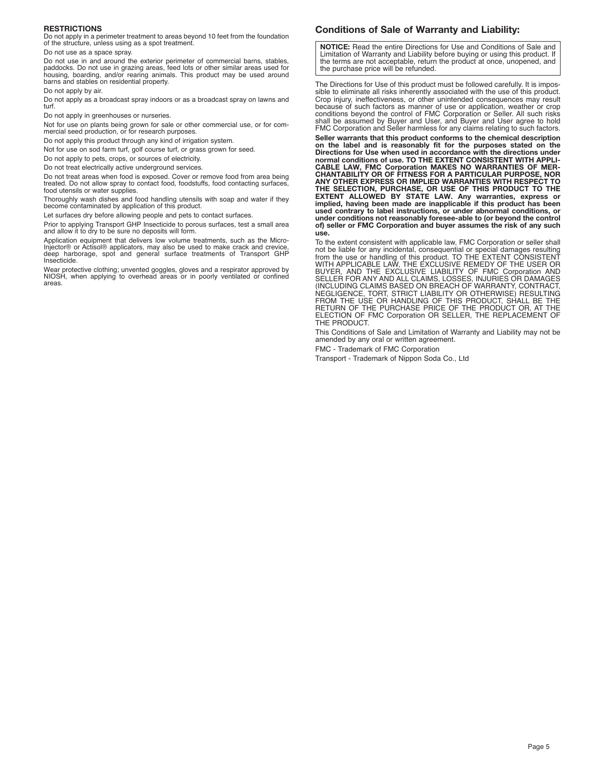**RESTRICTIONS**

Do not apply in a perimeter treatment to areas beyond 10 feet from the foundation of the structure, unless using as a spot treatment.

Do not use as a space spray.

Do not use in and around the exterior perimeter of commercial barns, stables, paddocks. Do not use in grazing areas, feed lots or other similar areas used for housing, boarding, and/or rearing animals. This product may be used around barns and stables on residential property.

Do not apply by air.

Do not apply as a broadcast spray indoors or as a broadcast spray on lawns and turf.

Do not apply in greenhouses or nurseries.

Not for use on plants being grown for sale or other commercial use, or for commercial seed production, or for research purposes.

Do not apply this product through any kind of irrigation system.

Not for use on sod farm turf, golf course turf, or grass grown for seed.

Do not apply to pets, crops, or sources of electricity.

Do not treat electrically active underground services.

Do not treat areas when food is exposed. Cover or remove food from area being treated. Do not allow spray to contact food, foodstuffs, food contacting surfaces, food utensils or water supplies.

Thoroughly wash dishes and food handling utensils with soap and water if they become contaminated by application of this product.

Let surfaces dry before allowing people and pets to contact surfaces.

Prior to applying Transport GHP Insecticide to porous surfaces, test a small area and allow it to dry to be sure no deposits will form.

Application equipment that delivers low volume treatments, such as the Micro-Injector® or Actisol® applicators, may also be used to make crack and crevice, deep harborage, spot and general surface treatments of Transport GHP Insecticide.

Wear protective clothing; unvented goggles, gloves and a respirator approved by NIOSH, when applying to overhead areas or in poorly ventilated or confined areas.

## Conditions of Sale of Warranty and Liability:

**NOTICE:** Read the entire Directions for Use and Conditions of Sale and Limitation of Warranty and Liability before buying or using this product. If the terms are not acceptable, return the product at once, unopened, and the purchase price will be refunded.

The Directions for Use of this product must be followed carefully. It is impossible to eliminate all risks inherently associated with the use of this product. Crop injury, ineffectiveness, or other unintended consequences may result because of such factors as manner of use or application, weather or crop conditions beyond the control of FMC Corporation or Seller. All such risks shall be assumed by Buyer and User, and Buyer and User agree to hold FMC Corporation and Seller harmless for any claims relating to such factors.

**Seller warrants that this product conforms to the chemical description on the label and is reasonably fit for the purposes stated on the Directions for Use when used in accordance with the directions under normal conditions of use. TO THE EXTENT CONSISTENT WITH APPLICABLE LAW, FMC Corporation MAKES NO WARRANTIES OF MERCHANTABILITY OR OF FITNESS FOR A PARTICULAR PURPOSE, NOR ANY OTHER EXPRESS OR IMPLIED WARRANTIES WITH RESPECT TO THE SELECTION, PURCHASE, OR USE OF THIS PRODUCT TO THE EXTENT ALLOWED BY STATE LAW. Any warranties, express or implied, having been made are inapplicable if this product has been used contrary to label instructions, or under abnormal conditions, or under conditions not reasonably foresee-able to (or beyond the control of) seller or FMC Corporation and buyer assumes the risk of any such use.**

To the extent consistent with applicable law, FMC Corporation or seller shall not be liable for any incidental, consequential or special damages resulting from the use or handling of this product. TO THE EXTENT CONSISTENT WITH APPLICABLE LAW, THE EXCLUSIVE REMEDY OF THE USER OR BUYER, AND THE EXCLUSIVE LIABILITY OF FMC Corporation AND SELLER FOR ANY AND ALL CLAIMS, LOSSES, INJURIES OR DAMAGES (INCLUDING CLAIMS BASED ON BREACH OF WARRANTY, CONTRACT, NEGLIGENCE, TORT, STRICT LIABILITY OR OTHERWISE) RESULTING FROM THE USE OR HANDLING OF THIS PRODUCT, SHALL BE THE RETURN OF THE PURCHASE PRICE OF THE PRODUCT OR, AT THE ELECTION OF FMC Corporation OR SELLER, THE REPLACEMENT OF THE PRODUCT.

This Conditions of Sale and Limitation of Warranty and Liability may not be amended by any oral or written agreement.

FMC - Trademark of FMC Corporation

Transport - Trademark of Nippon Soda Co., Ltd